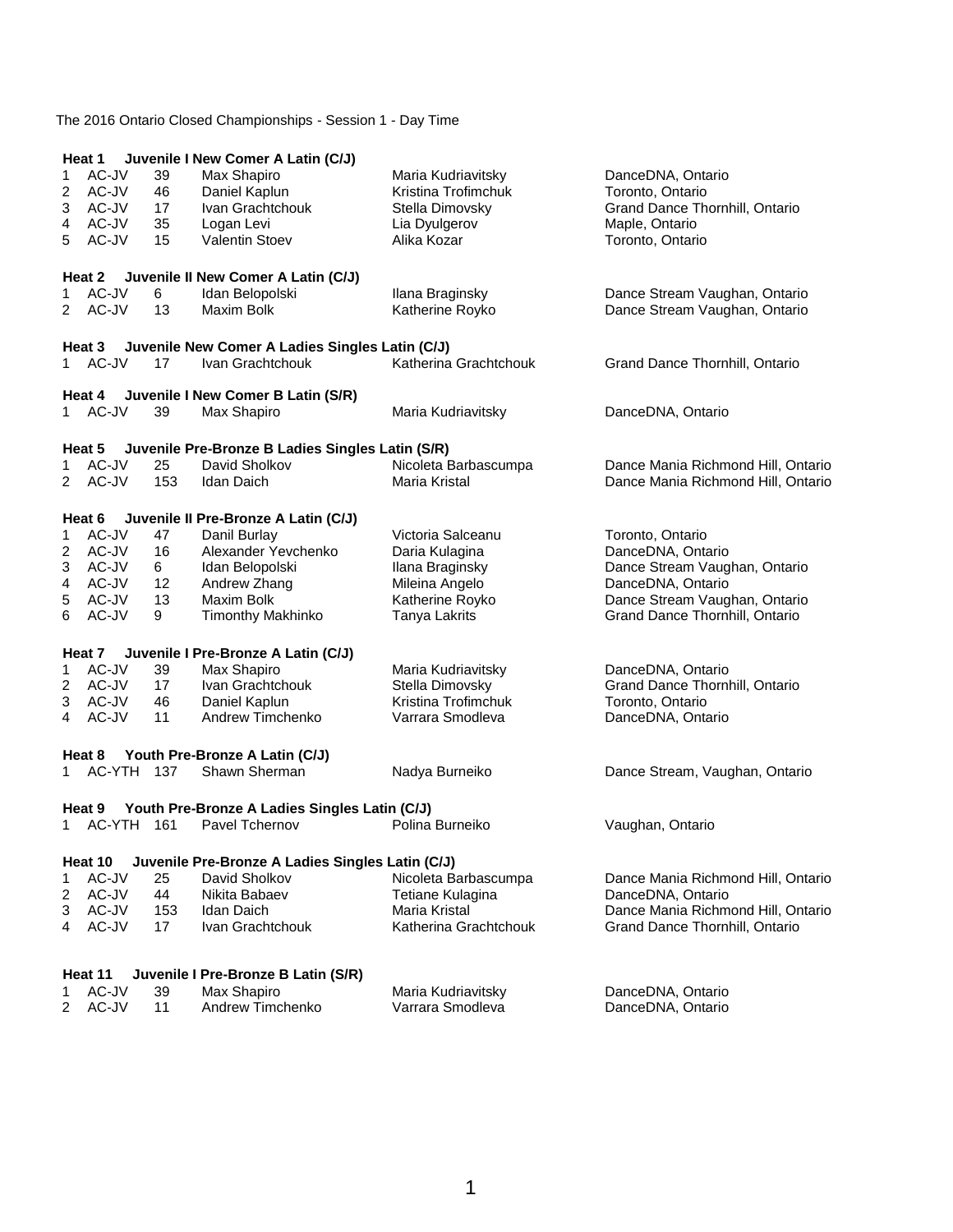The 2016 Ontario Closed Championships - Session 1 - Day Time

**Heat 1 Juvenile I New Comer A Latin (C/J)**

| | | | | | |
|---|---|---|---|---|---|
| 1 | AC-JV | 39 | Max Shapiro | Maria Kudriavitsky | DanceDNA, Ontario |
| 2 | AC-JV | 46 | Daniel Kaplun | Kristina Trofimchuk | Toronto, Ontario |
| 3 | AC-JV | 17 | Ivan Grachtchouk | Stella Dimovsky | Grand Dance Thornhill, Ontario |
| 4 | AC-JV | 35 | Logan Levi | Lia Dyulgerov | Maple, Ontario |
| 5 | AC-JV | 15 | Valentin Stoev | Alika Kozar | Toronto, Ontario |

**Heat 2 Juvenile II New Comer A Latin (C/J)**

| | | | | | |
|---|---|---|---|---|---|
| 1 | AC-JV | 6 | Idan Belopolski | Ilana Braginsky | Dance Stream Vaughan, Ontario |
| 2 | AC-JV | 13 | Maxim Bolk | Katherine Royko | Dance Stream Vaughan, Ontario |

**Heat 3 Juvenile New Comer A Ladies Singles Latin (C/J)**

| | | | | | |
|---|---|---|---|---|---|
| 1 | AC-JV | 17 | Ivan Grachtchouk | Katherina Grachtchouk | Grand Dance Thornhill, Ontario |

**Heat 4 Juvenile I New Comer B Latin (S/R)**

| | | | | | |
|---|---|---|---|---|---|
| 1 | AC-JV | 39 | Max Shapiro | Maria Kudriavitsky | DanceDNA, Ontario |

**Heat 5 Juvenile Pre-Bronze B Ladies Singles Latin (S/R)**

| | | | | | |
|---|---|---|---|---|---|
| 1 | AC-JV | 25 | David Sholkov | Nicoleta Barbascumpa | Dance Mania Richmond Hill, Ontario |
| 2 | AC-JV | 153 | Idan Daich | Maria Kristal | Dance Mania Richmond Hill, Ontario |

**Heat 6 Juvenile II Pre-Bronze A Latin (C/J)**

| | | | | | |
|---|---|---|---|---|---|
| 1 | AC-JV | 47 | Danil Burlay | Victoria Salceanu | Toronto, Ontario |
| 2 | AC-JV | 16 | Alexander Yevchenko | Daria Kulagina | DanceDNA, Ontario |
| 3 | AC-JV | 6 | Idan Belopolski | Ilana Braginsky | Dance Stream Vaughan, Ontario |
| 4 | AC-JV | 12 | Andrew Zhang | Mileina Angelo | DanceDNA, Ontario |
| 5 | AC-JV | 13 | Maxim Bolk | Katherine Royko | Dance Stream Vaughan, Ontario |
| 6 | AC-JV | 9 | Timonthy Makhinko | Tanya Lakrits | Grand Dance Thornhill, Ontario |

**Heat 7 Juvenile I Pre-Bronze A Latin (C/J)**

| | | | | | |
|---|---|---|---|---|---|
| 1 | AC-JV | 39 | Max Shapiro | Maria Kudriavitsky | DanceDNA, Ontario |
| 2 | AC-JV | 17 | Ivan Grachtchouk | Stella Dimovsky | Grand Dance Thornhill, Ontario |
| 3 | AC-JV | 46 | Daniel Kaplun | Kristina Trofimchuk | Toronto, Ontario |
| 4 | AC-JV | 11 | Andrew Timchenko | Varrara Smodleva | DanceDNA, Ontario |

**Heat 8 Youth Pre-Bronze A Latin (C/J)**

| | | | | | |
|---|---|---|---|---|---|
| 1 | AC-YTH | 137 | Shawn Sherman | Nadya Burneiko | Dance Stream, Vaughan, Ontario |

**Heat 9 Youth Pre-Bronze A Ladies Singles Latin (C/J)**

| | | | | | |
|---|---|---|---|---|---|
| 1 | AC-YTH | 161 | Pavel Tchernov | Polina Burneiko | Vaughan, Ontario |

**Heat 10 Juvenile Pre-Bronze A Ladies Singles Latin (C/J)**

| | | | | | |
|---|---|---|---|---|---|
| 1 | AC-JV | 25 | David Sholkov | Nicoleta Barbascumpa | Dance Mania Richmond Hill, Ontario |
| 2 | AC-JV | 44 | Nikita Babaev | Tetiane Kulagina | DanceDNA, Ontario |
| 3 | AC-JV | 153 | Idan Daich | Maria Kristal | Dance Mania Richmond Hill, Ontario |
| 4 | AC-JV | 17 | Ivan Grachtchouk | Katherina Grachtchouk | Grand Dance Thornhill, Ontario |

**Heat 11 Juvenile I Pre-Bronze B Latin (S/R)**

| | | | | | |
|---|---|---|---|---|---|
| 1 | AC-JV | 39 | Max Shapiro | Maria Kudriavitsky | DanceDNA, Ontario |
| 2 | AC-JV | 11 | Andrew Timchenko | Varrara Smodleva | DanceDNA, Ontario |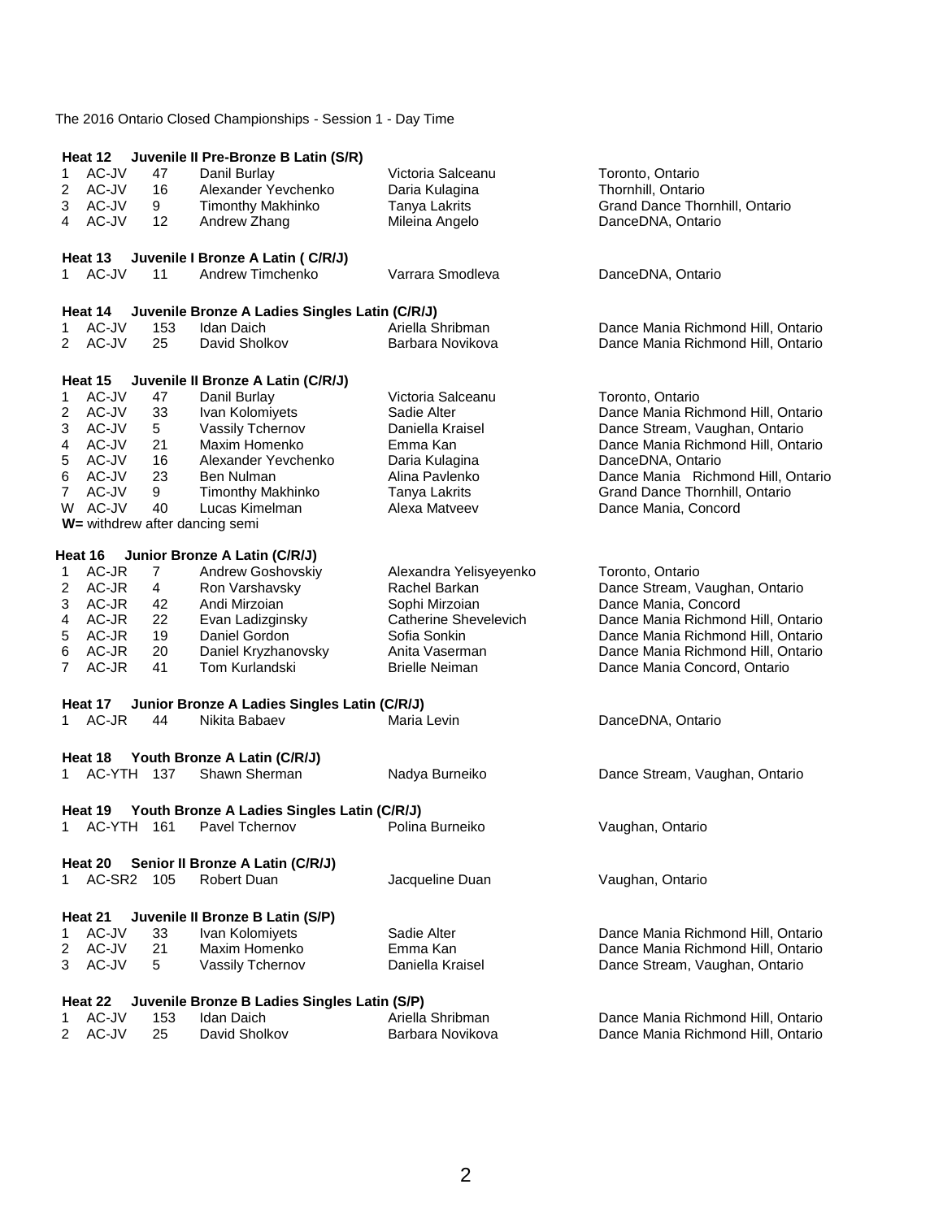The 2016 Ontario Closed Championships - Session 1 - Day Time

**Heat 12 Juvenile II Pre-Bronze B Latin (S/R)**

| | | | | | |
|---|---|---|---|---|---|
| 1 | AC-JV | 47 | Danil Burlay | Victoria Salceanu | Toronto, Ontario |
| 2 | AC-JV | 16 | Alexander Yevchenko | Daria Kulagina | Thornhill, Ontario |
| 3 | AC-JV | 9 | Timonthy Makhinko | Tanya Lakrits | Grand Dance Thornhill, Ontario |
| 4 | AC-JV | 12 | Andrew Zhang | Mileina Angelo | DanceDNA, Ontario |

**Heat 13 Juvenile I Bronze A Latin ( C/R/J)**

| | | | | | |
|---|---|---|---|---|---|
| 1 | AC-JV | 11 | Andrew Timchenko | Varrara Smodleva | DanceDNA, Ontario |

**Heat 14 Juvenile Bronze A Ladies Singles Latin (C/R/J)**

| | | | | | |
|---|---|---|---|---|---|
| 1 | AC-JV | 153 | Idan Daich | Ariella Shribman | Dance Mania Richmond Hill, Ontario |
| 2 | AC-JV | 25 | David Sholkov | Barbara Novikova | Dance Mania Richmond Hill, Ontario |

**Heat 15 Juvenile II Bronze A Latin (C/R/J)**

| | | | | | |
|---|---|---|---|---|---|
| 1 | AC-JV | 47 | Danil Burlay | Victoria Salceanu | Toronto, Ontario |
| 2 | AC-JV | 33 | Ivan Kolomiyets | Sadie Alter | Dance Mania Richmond Hill, Ontario |
| 3 | AC-JV | 5 | Vassily Tchernov | Daniella Kraisel | Dance Stream, Vaughan, Ontario |
| 4 | AC-JV | 21 | Maxim Homenko | Emma Kan | Dance Mania Richmond Hill, Ontario |
| 5 | AC-JV | 16 | Alexander Yevchenko | Daria Kulagina | DanceDNA, Ontario |
| 6 | AC-JV | 23 | Ben Nulman | Alina Pavlenko | Dance Mania Richmond Hill, Ontario |
| 7 | AC-JV | 9 | Timonthy Makhinko | Tanya Lakrits | Grand Dance Thornhill, Ontario |
| W | AC-JV | 40 | Lucas Kimelman | Alexa Matveev | Dance Mania, Concord |

**W=** withdrew after dancing semi

**Heat 16 Junior Bronze A Latin (C/R/J)**

| | | | | | |
|---|---|---|---|---|---|
| 1 | AC-JR | 7 | Andrew Goshovskiy | Alexandra Yelisyeyenko | Toronto, Ontario |
| 2 | AC-JR | 4 | Ron Varshavsky | Rachel Barkan | Dance Stream, Vaughan, Ontario |
| 3 | AC-JR | 42 | Andi Mirzoian | Sophi Mirzoian | Dance Mania, Concord |
| 4 | AC-JR | 22 | Evan Ladizginsky | Catherine Shevelevich | Dance Mania Richmond Hill, Ontario |
| 5 | AC-JR | 19 | Daniel Gordon | Sofia Sonkin | Dance Mania Richmond Hill, Ontario |
| 6 | AC-JR | 20 | Daniel Kryzhanovsky | Anita Vaserman | Dance Mania Richmond Hill, Ontario |
| 7 | AC-JR | 41 | Tom Kurlandski | Brielle Neiman | Dance Mania Concord, Ontario |

**Heat 17 Junior Bronze A Ladies Singles Latin (C/R/J)**

| | | | | | |
|---|---|---|---|---|---|
| 1 | AC-JR | 44 | Nikita Babaev | Maria Levin | DanceDNA, Ontario |

**Heat 18 Youth Bronze A Latin (C/R/J)**

| | | | | | |
|---|---|---|---|---|---|
| 1 | AC-YTH | 137 | Shawn Sherman | Nadya Burneiko | Dance Stream, Vaughan, Ontario |

**Heat 19 Youth Bronze A Ladies Singles Latin (C/R/J)**

| | | | | | |
|---|---|---|---|---|---|
| 1 | AC-YTH | 161 | Pavel Tchernov | Polina Burneiko | Vaughan, Ontario |

**Heat 20 Senior II Bronze A Latin (C/R/J)**

| | | | | | |
|---|---|---|---|---|---|
| 1 | AC-SR2 | 105 | Robert Duan | Jacqueline Duan | Vaughan, Ontario |

**Heat 21 Juvenile II Bronze B Latin (S/P)**

| | | | | | |
|---|---|---|---|---|---|
| 1 | AC-JV | 33 | Ivan Kolomiyets | Sadie Alter | Dance Mania Richmond Hill, Ontario |
| 2 | AC-JV | 21 | Maxim Homenko | Emma Kan | Dance Mania Richmond Hill, Ontario |
| 3 | AC-JV | 5 | Vassily Tchernov | Daniella Kraisel | Dance Stream, Vaughan, Ontario |

**Heat 22 Juvenile Bronze B Ladies Singles Latin (S/P)**

| | | | | | |
|---|---|---|---|---|---|
| 1 | AC-JV | 153 | Idan Daich | Ariella Shribman | Dance Mania Richmond Hill, Ontario |
| 2 | AC-JV | 25 | David Sholkov | Barbara Novikova | Dance Mania Richmond Hill, Ontario |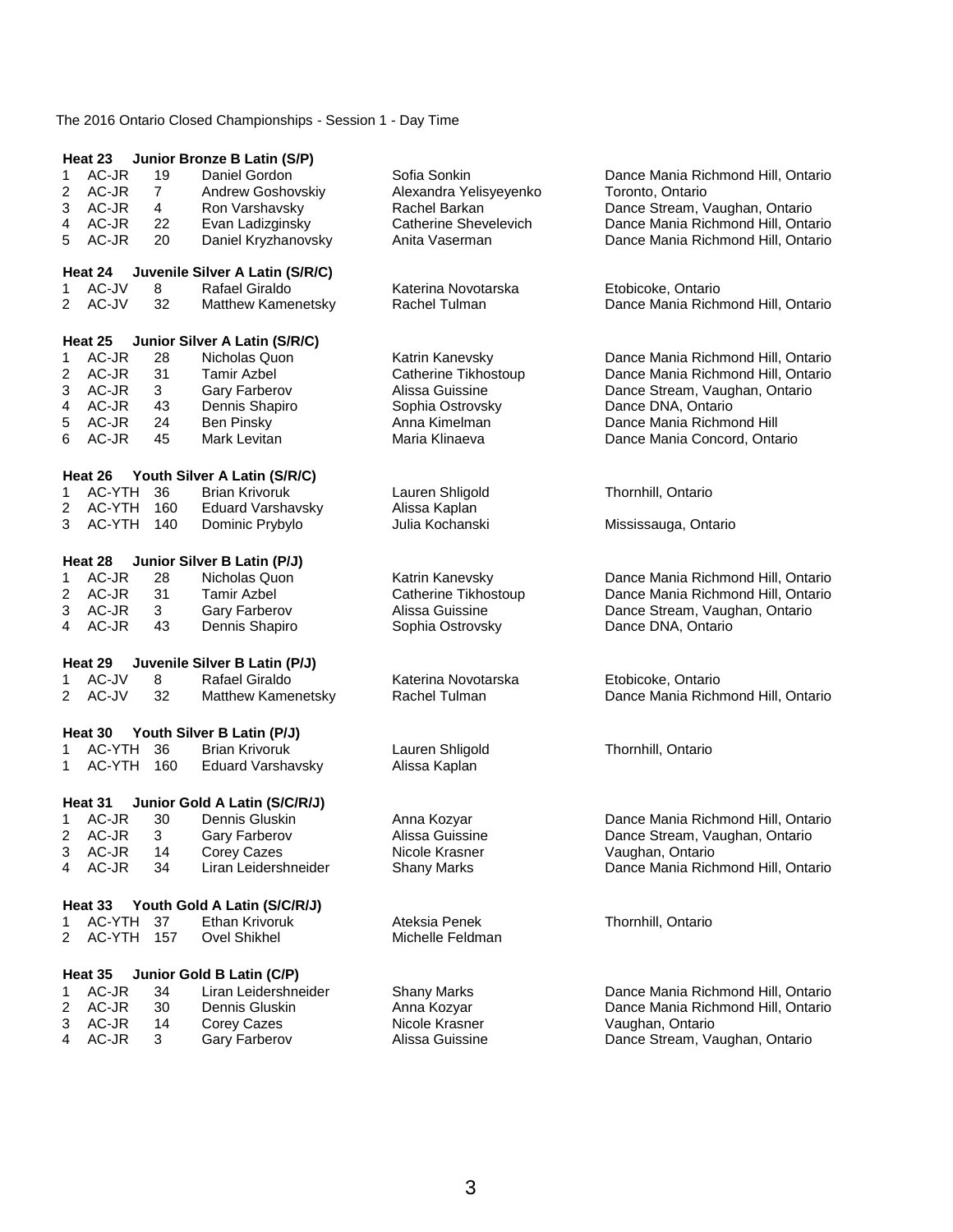The 2016 Ontario Closed Championships - Session 1 - Day Time

### Heat 23 Junior Bronze B Latin (S/P)

| | | | | | |
|---|---|---|---|---|---|
| 1 | AC-JR | 19 | Daniel Gordon | Sofia Sonkin | Dance Mania Richmond Hill, Ontario |
| 2 | AC-JR | 7 | Andrew Goshovskiy | Alexandra Yelisyeyenko | Toronto, Ontario |
| 3 | AC-JR | 4 | Ron Varshavsky | Rachel Barkan | Dance Stream, Vaughan, Ontario |
| 4 | AC-JR | 22 | Evan Ladizginsky | Catherine Shevelevich | Dance Mania Richmond Hill, Ontario |
| 5 | AC-JR | 20 | Daniel Kryzhanovsky | Anita Vaserman | Dance Mania Richmond Hill, Ontario |

### Heat 24 Juvenile Silver A Latin (S/R/C)

| | | | | | |
|---|---|---|---|---|---|
| 1 | AC-JV | 8 | Rafael Giraldo | Katerina Novotarska | Etobicoke, Ontario |
| 2 | AC-JV | 32 | Matthew Kamenetsky | Rachel Tulman | Dance Mania Richmond Hill, Ontario |

### Heat 25 Junior Silver A Latin (S/R/C)

| | | | | | |
|---|---|---|---|---|---|
| 1 | AC-JR | 28 | Nicholas Quon | Katrin Kanevsky | Dance Mania Richmond Hill, Ontario |
| 2 | AC-JR | 31 | Tamir Azbel | Catherine Tikhostoup | Dance Mania Richmond Hill, Ontario |
| 3 | AC-JR | 3 | Gary Farberov | Alissa Guissine | Dance Stream, Vaughan, Ontario |
| 4 | AC-JR | 43 | Dennis Shapiro | Sophia Ostrovsky | Dance DNA, Ontario |
| 5 | AC-JR | 24 | Ben Pinsky | Anna Kimelman | Dance Mania Richmond Hill |
| 6 | AC-JR | 45 | Mark Levitan | Maria Klinaeva | Dance Mania Concord, Ontario |

### Heat 26 Youth Silver A Latin (S/R/C)

| | | | | | |
|---|---|---|---|---|---|
| 1 | AC-YTH | 36 | Brian Krivoruk | Lauren Shligold | Thornhill, Ontario |
| 2 | AC-YTH | 160 | Eduard Varshavsky | Alissa Kaplan | |
| 3 | AC-YTH | 140 | Dominic Prybylo | Julia Kochanski | Mississauga, Ontario |

### Heat 28 Junior Silver B Latin (P/J)

| | | | | | |
|---|---|---|---|---|---|
| 1 | AC-JR | 28 | Nicholas Quon | Katrin Kanevsky | Dance Mania Richmond Hill, Ontario |
| 2 | AC-JR | 31 | Tamir Azbel | Catherine Tikhostoup | Dance Mania Richmond Hill, Ontario |
| 3 | AC-JR | 3 | Gary Farberov | Alissa Guissine | Dance Stream, Vaughan, Ontario |
| 4 | AC-JR | 43 | Dennis Shapiro | Sophia Ostrovsky | Dance DNA, Ontario |

### Heat 29 Juvenile Silver B Latin (P/J)

| | | | | | |
|---|---|---|---|---|---|
| 1 | AC-JV | 8 | Rafael Giraldo | Katerina Novotarska | Etobicoke, Ontario |
| 2 | AC-JV | 32 | Matthew Kamenetsky | Rachel Tulman | Dance Mania Richmond Hill, Ontario |

### Heat 30 Youth Silver B Latin (P/J)

| | | | | | |
|---|---|---|---|---|---|
| 1 | AC-YTH | 36 | Brian Krivoruk | Lauren Shligold | Thornhill, Ontario |
| 1 | AC-YTH | 160 | Eduard Varshavsky | Alissa Kaplan | |

### Heat 31 Junior Gold A Latin (S/C/R/J)

| | | | | | |
|---|---|---|---|---|---|
| 1 | AC-JR | 30 | Dennis Gluskin | Anna Kozyar | Dance Mania Richmond Hill, Ontario |
| 2 | AC-JR | 3 | Gary Farberov | Alissa Guissine | Dance Stream, Vaughan, Ontario |
| 3 | AC-JR | 14 | Corey Cazes | Nicole Krasner | Vaughan, Ontario |
| 4 | AC-JR | 34 | Liran Leidershneider | Shany Marks | Dance Mania Richmond Hill, Ontario |

### Heat 33 Youth Gold A Latin (S/C/R/J)

| | | | | | |
|---|---|---|---|---|---|
| 1 | AC-YTH | 37 | Ethan Krivoruk | Ateksia Penek | Thornhill, Ontario |
| 2 | AC-YTH | 157 | Ovel Shikhel | Michelle Feldman | |

### Heat 35 Junior Gold B Latin (C/P)

| | | | | | |
|---|---|---|---|---|---|
| 1 | AC-JR | 34 | Liran Leidershneider | Shany Marks | Dance Mania Richmond Hill, Ontario |
| 2 | AC-JR | 30 | Dennis Gluskin | Anna Kozyar | Dance Mania Richmond Hill, Ontario |
| 3 | AC-JR | 14 | Corey Cazes | Nicole Krasner | Vaughan, Ontario |
| 4 | AC-JR | 3 | Gary Farberov | Alissa Guissine | Dance Stream, Vaughan, Ontario |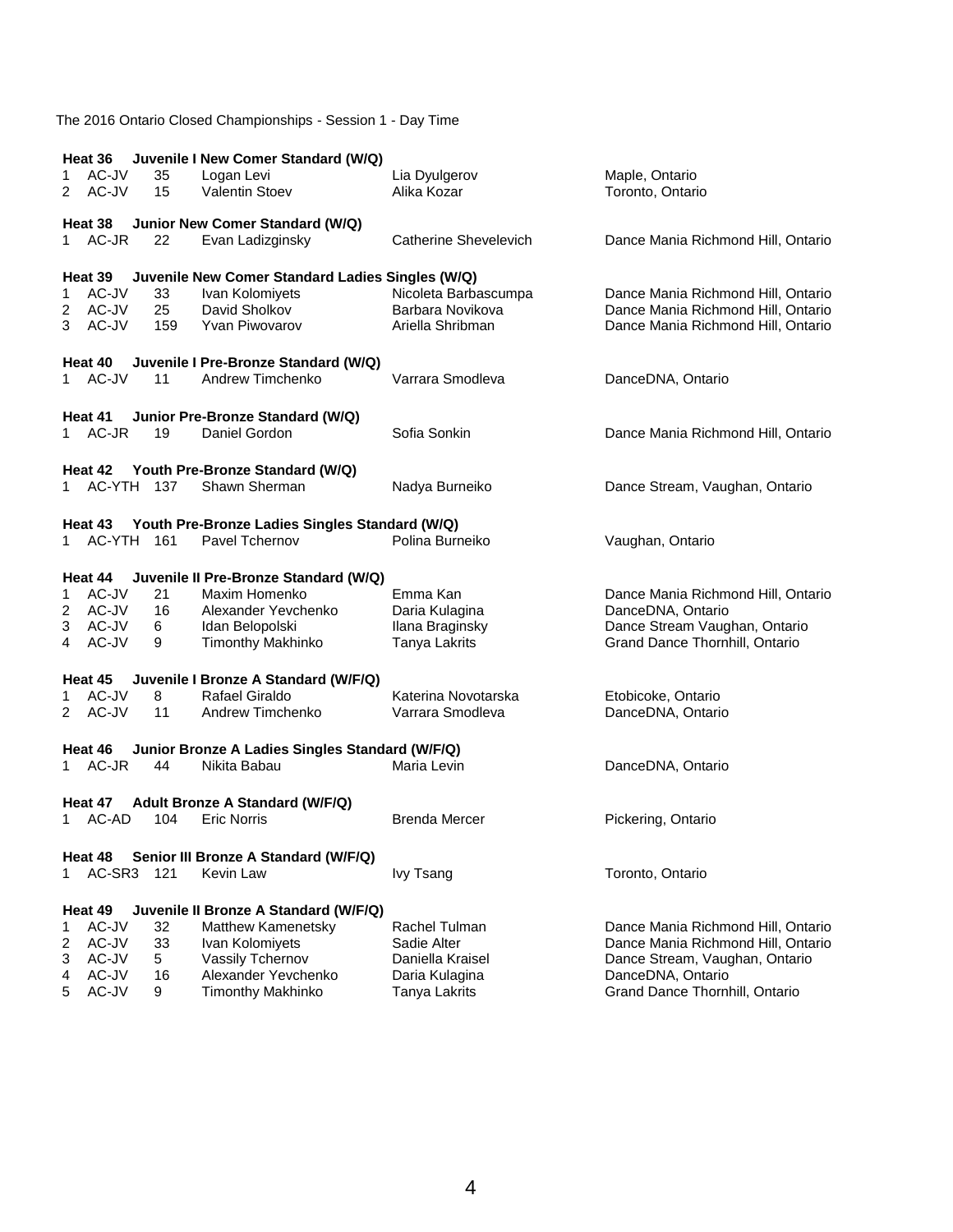The 2016 Ontario Closed Championships - Session 1 - Day Time

**Heat 36 Juvenile I New Comer Standard (W/Q)**

| | | | | | |
|---|---|---|---|---|---|
| 1 | AC-JV | 35 | Logan Levi | Lia Dyulgerov | Maple, Ontario |
| 2 | AC-JV | 15 | Valentin Stoev | Alika Kozar | Toronto, Ontario |

**Heat 38 Junior New Comer Standard (W/Q)**

| | | | | | |
|---|---|---|---|---|---|
| 1 | AC-JR | 22 | Evan Ladizginsky | Catherine Shevelevich | Dance Mania Richmond Hill, Ontario |

**Heat 39 Juvenile New Comer Standard Ladies Singles (W/Q)**

| | | | | | |
|---|---|---|---|---|---|
| 1 | AC-JV | 33 | Ivan Kolomiyets | Nicoleta Barbascumpa | Dance Mania Richmond Hill, Ontario |
| 2 | AC-JV | 25 | David Sholkov | Barbara Novikova | Dance Mania Richmond Hill, Ontario |
| 3 | AC-JV | 159 | Yvan Piwovarov | Ariella Shribman | Dance Mania Richmond Hill, Ontario |

**Heat 40 Juvenile I Pre-Bronze Standard (W/Q)**

| | | | | | |
|---|---|---|---|---|---|
| 1 | AC-JV | 11 | Andrew Timchenko | Varrara Smodleva | DanceDNA, Ontario |

**Heat 41 Junior Pre-Bronze Standard (W/Q)**

| | | | | | |
|---|---|---|---|---|---|
| 1 | AC-JR | 19 | Daniel Gordon | Sofia Sonkin | Dance Mania Richmond Hill, Ontario |

**Heat 42 Youth Pre-Bronze Standard (W/Q)**

| | | | | | |
|---|---|---|---|---|---|
| 1 | AC-YTH | 137 | Shawn Sherman | Nadya Burneiko | Dance Stream, Vaughan, Ontario |

**Heat 43 Youth Pre-Bronze Ladies Singles Standard (W/Q)**

| | | | | | |
|---|---|---|---|---|---|
| 1 | AC-YTH | 161 | Pavel Tchernov | Polina Burneiko | Vaughan, Ontario |

**Heat 44 Juvenile II Pre-Bronze Standard (W/Q)**

| | | | | | |
|---|---|---|---|---|---|
| 1 | AC-JV | 21 | Maxim Homenko | Emma Kan | Dance Mania Richmond Hill, Ontario |
| 2 | AC-JV | 16 | Alexander Yevchenko | Daria Kulagina | DanceDNA, Ontario |
| 3 | AC-JV | 6 | Idan Belopolski | Ilana Braginsky | Dance Stream Vaughan, Ontario |
| 4 | AC-JV | 9 | Timonthy Makhinko | Tanya Lakrits | Grand Dance Thornhill, Ontario |

**Heat 45 Juvenile I Bronze A Standard (W/F/Q)**

| | | | | | |
|---|---|---|---|---|---|
| 1 | AC-JV | 8 | Rafael Giraldo | Katerina Novotarska | Etobicoke, Ontario |
| 2 | AC-JV | 11 | Andrew Timchenko | Varrara Smodleva | DanceDNA, Ontario |

**Heat 46 Junior Bronze A Ladies Singles Standard (W/F/Q)**

| | | | | | |
|---|---|---|---|---|---|
| 1 | AC-JR | 44 | Nikita Babau | Maria Levin | DanceDNA, Ontario |

**Heat 47 Adult Bronze A Standard (W/F/Q)**

| | | | | | |
|---|---|---|---|---|---|
| 1 | AC-AD | 104 | Eric Norris | Brenda Mercer | Pickering, Ontario |

**Heat 48 Senior III Bronze A Standard (W/F/Q)**

| | | | | | |
|---|---|---|---|---|---|
| 1 | AC-SR3 | 121 | Kevin Law | Ivy Tsang | Toronto, Ontario |

**Heat 49 Juvenile II Bronze A Standard (W/F/Q)**

| | | | | | |
|---|---|---|---|---|---|
| 1 | AC-JV | 32 | Matthew Kamenetsky | Rachel Tulman | Dance Mania Richmond Hill, Ontario |
| 2 | AC-JV | 33 | Ivan Kolomiyets | Sadie Alter | Dance Mania Richmond Hill, Ontario |
| 3 | AC-JV | 5 | Vassily Tchernov | Daniella Kraisel | Dance Stream, Vaughan, Ontario |
| 4 | AC-JV | 16 | Alexander Yevchenko | Daria Kulagina | DanceDNA, Ontario |
| 5 | AC-JV | 9 | Timonthy Makhinko | Tanya Lakrits | Grand Dance Thornhill, Ontario |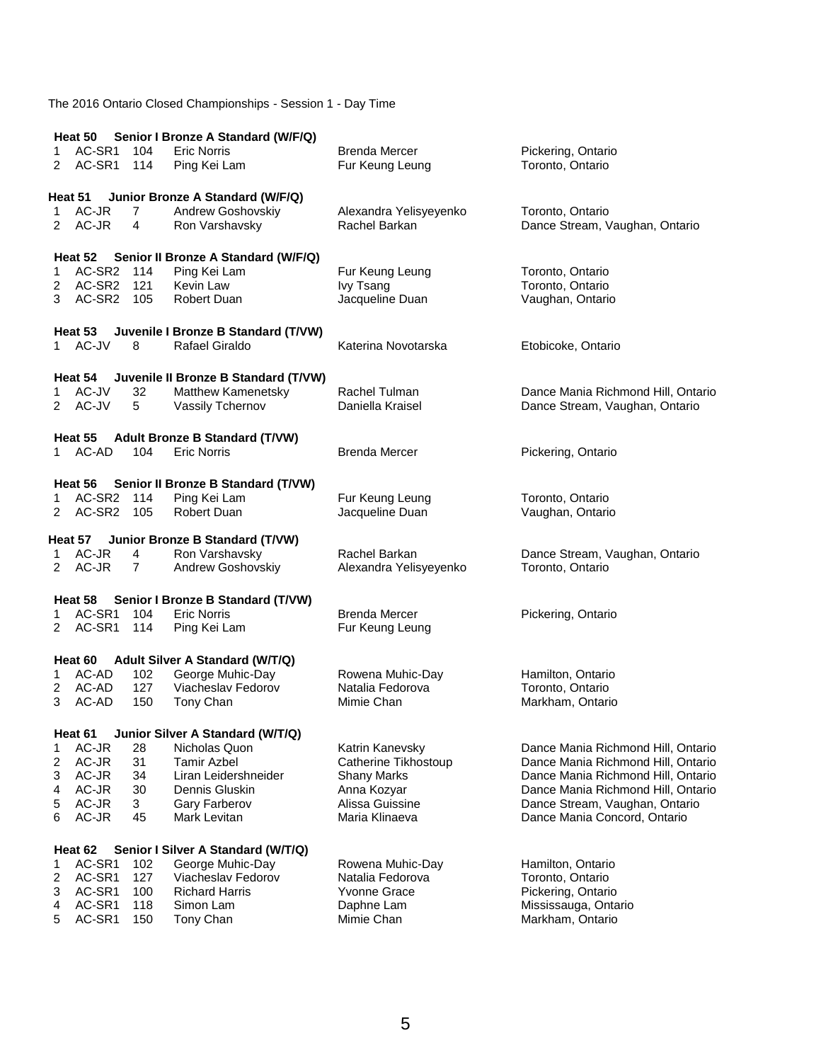The 2016 Ontario Closed Championships - Session 1 - Day Time

**Heat 50 Senior I Bronze A Standard (W/F/Q)**

| | | | | | |
|---|---|---|---|---|---|
| 1 | AC-SR1 | 104 | Eric Norris | Brenda Mercer | Pickering, Ontario |
| 2 | AC-SR1 | 114 | Ping Kei Lam | Fur Keung Leung | Toronto, Ontario |

**Heat 51 Junior Bronze A Standard (W/F/Q)**

| | | | | | |
|---|---|---|---|---|---|
| 1 | AC-JR | 7 | Andrew Goshovskiy | Alexandra Yelisyeyenko | Toronto, Ontario |
| 2 | AC-JR | 4 | Ron Varshavsky | Rachel Barkan | Dance Stream, Vaughan, Ontario |

**Heat 52 Senior II Bronze A Standard (W/F/Q)**

| | | | | | |
|---|---|---|---|---|---|
| 1 | AC-SR2 | 114 | Ping Kei Lam | Fur Keung Leung | Toronto, Ontario |
| 2 | AC-SR2 | 121 | Kevin Law | Ivy Tsang | Toronto, Ontario |
| 3 | AC-SR2 | 105 | Robert Duan | Jacqueline Duan | Vaughan, Ontario |

**Heat 53 Juvenile I Bronze B Standard (T/VW)**

| | | | | | |
|---|---|---|---|---|---|
| 1 | AC-JV | 8 | Rafael Giraldo | Katerina Novotarska | Etobicoke, Ontario |

**Heat 54 Juvenile II Bronze B Standard (T/VW)**

| | | | | | |
|---|---|---|---|---|---|
| 1 | AC-JV | 32 | Matthew Kamenetsky | Rachel Tulman | Dance Mania Richmond Hill, Ontario |
| 2 | AC-JV | 5 | Vassily Tchernov | Daniella Kraisel | Dance Stream, Vaughan, Ontario |

**Heat 55 Adult Bronze B Standard (T/VW)**

| | | | | | |
|---|---|---|---|---|---|
| 1 | AC-AD | 104 | Eric Norris | Brenda Mercer | Pickering, Ontario |

**Heat 56 Senior II Bronze B Standard (T/VW)**

| | | | | | |
|---|---|---|---|---|---|
| 1 | AC-SR2 | 114 | Ping Kei Lam | Fur Keung Leung | Toronto, Ontario |
| 2 | AC-SR2 | 105 | Robert Duan | Jacqueline Duan | Vaughan, Ontario |

**Heat 57 Junior Bronze B Standard (T/VW)**

| | | | | | |
|---|---|---|---|---|---|
| 1 | AC-JR | 4 | Ron Varshavsky | Rachel Barkan | Dance Stream, Vaughan, Ontario |
| 2 | AC-JR | 7 | Andrew Goshovskiy | Alexandra Yelisyeyenko | Toronto, Ontario |

**Heat 58 Senior I Bronze B Standard (T/VW)**

| | | | | | |
|---|---|---|---|---|---|
| 1 | AC-SR1 | 104 | Eric Norris | Brenda Mercer | Pickering, Ontario |
| 2 | AC-SR1 | 114 | Ping Kei Lam | Fur Keung Leung | |

**Heat 60 Adult Silver A Standard (W/T/Q)**

| | | | | | |
|---|---|---|---|---|---|
| 1 | AC-AD | 102 | George Muhic-Day | Rowena Muhic-Day | Hamilton, Ontario |
| 2 | AC-AD | 127 | Viacheslav Fedorov | Natalia Fedorova | Toronto, Ontario |
| 3 | AC-AD | 150 | Tony Chan | Mimie Chan | Markham, Ontario |

**Heat 61 Junior Silver A Standard (W/T/Q)**

| | | | | | |
|---|---|---|---|---|---|
| 1 | AC-JR | 28 | Nicholas Quon | Katrin Kanevsky | Dance Mania Richmond Hill, Ontario |
| 2 | AC-JR | 31 | Tamir Azbel | Catherine Tikhostoup | Dance Mania Richmond Hill, Ontario |
| 3 | AC-JR | 34 | Liran Leidershneider | Shany Marks | Dance Mania Richmond Hill, Ontario |
| 4 | AC-JR | 30 | Dennis Gluskin | Anna Kozyar | Dance Mania Richmond Hill, Ontario |
| 5 | AC-JR | 3 | Gary Farberov | Alissa Guissine | Dance Stream, Vaughan, Ontario |
| 6 | AC-JR | 45 | Mark Levitan | Maria Klinaeva | Dance Mania Concord, Ontario |

**Heat 62 Senior I Silver A Standard (W/T/Q)**

| | | | | | |
|---|---|---|---|---|---|
| 1 | AC-SR1 | 102 | George Muhic-Day | Rowena Muhic-Day | Hamilton, Ontario |
| 2 | AC-SR1 | 127 | Viacheslav Fedorov | Natalia Fedorova | Toronto, Ontario |
| 3 | AC-SR1 | 100 | Richard Harris | Yvonne Grace | Pickering, Ontario |
| 4 | AC-SR1 | 118 | Simon Lam | Daphne Lam | Mississauga, Ontario |
| 5 | AC-SR1 | 150 | Tony Chan | Mimie Chan | Markham, Ontario |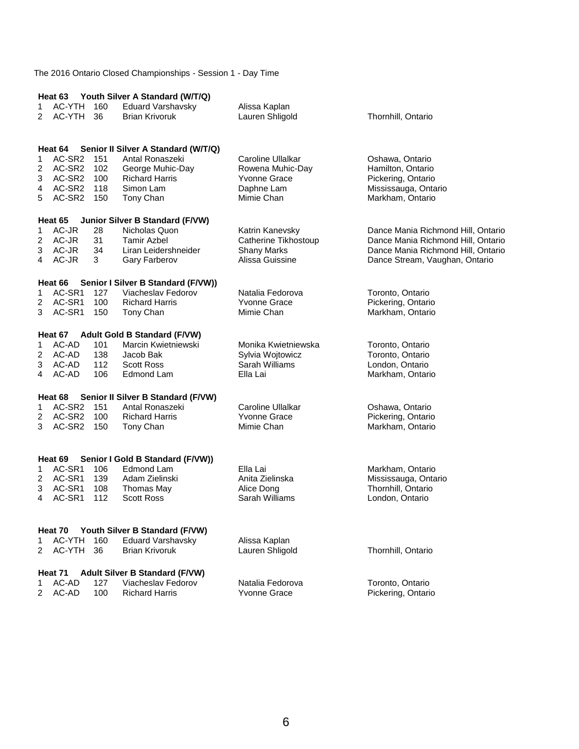The 2016 Ontario Closed Championships - Session 1 - Day Time

### Heat 63 Youth Silver A Standard (W/T/Q)

| | | | | | |
|---|---|---|---|---|---|
| 1 | AC-YTH | 160 | Eduard Varshavsky | Alissa Kaplan | |
| 2 | AC-YTH | 36 | Brian Krivoruk | Lauren Shligold | Thornhill, Ontario |

### Heat 64 Senior II Silver A Standard (W/T/Q)

| | | | | | |
|---|---|---|---|---|---|
| 1 | AC-SR2 | 151 | Antal Ronaszeki | Caroline Ullalkar | Oshawa, Ontario |
| 2 | AC-SR2 | 102 | George Muhic-Day | Rowena Muhic-Day | Hamilton, Ontario |
| 3 | AC-SR2 | 100 | Richard Harris | Yvonne Grace | Pickering, Ontario |
| 4 | AC-SR2 | 118 | Simon Lam | Daphne Lam | Mississauga, Ontario |
| 5 | AC-SR2 | 150 | Tony Chan | Mimie Chan | Markham, Ontario |

### Heat 65 Junior Silver B Standard (F/VW)

| | | | | | |
|---|---|---|---|---|---|
| 1 | AC-JR | 28 | Nicholas Quon | Katrin Kanevsky | Dance Mania Richmond Hill, Ontario |
| 2 | AC-JR | 31 | Tamir Azbel | Catherine Tikhostoup | Dance Mania Richmond Hill, Ontario |
| 3 | AC-JR | 34 | Liran Leidershneider | Shany Marks | Dance Mania Richmond Hill, Ontario |
| 4 | AC-JR | 3 | Gary Farberov | Alissa Guissine | Dance Stream, Vaughan, Ontario |

### Heat 66 Senior I Silver B Standard (F/VW))

| | | | | | |
|---|---|---|---|---|---|
| 1 | AC-SR1 | 127 | Viacheslav Fedorov | Natalia Fedorova | Toronto, Ontario |
| 2 | AC-SR1 | 100 | Richard Harris | Yvonne Grace | Pickering, Ontario |
| 3 | AC-SR1 | 150 | Tony Chan | Mimie Chan | Markham, Ontario |

### Heat 67 Adult Gold B Standard (F/VW)

| | | | | | |
|---|---|---|---|---|---|
| 1 | AC-AD | 101 | Marcin Kwietniewski | Monika Kwietniewska | Toronto, Ontario |
| 2 | AC-AD | 138 | Jacob Bak | Sylvia Wojtowicz | Toronto, Ontario |
| 3 | AC-AD | 112 | Scott Ross | Sarah Williams | London, Ontario |
| 4 | AC-AD | 106 | Edmond Lam | Ella Lai | Markham, Ontario |

### Heat 68 Senior II Silver B Standard (F/VW)

| | | | | | |
|---|---|---|---|---|---|
| 1 | AC-SR2 | 151 | Antal Ronaszeki | Caroline Ullalkar | Oshawa, Ontario |
| 2 | AC-SR2 | 100 | Richard Harris | Yvonne Grace | Pickering, Ontario |
| 3 | AC-SR2 | 150 | Tony Chan | Mimie Chan | Markham, Ontario |

### Heat 69 Senior I Gold B Standard (F/VW))

| | | | | | |
|---|---|---|---|---|---|
| 1 | AC-SR1 | 106 | Edmond Lam | Ella Lai | Markham, Ontario |
| 2 | AC-SR1 | 139 | Adam Zielinski | Anita Zielinska | Mississauga, Ontario |
| 3 | AC-SR1 | 108 | Thomas May | Alice Dong | Thornhill, Ontario |
| 4 | AC-SR1 | 112 | Scott Ross | Sarah Williams | London, Ontario |

### Heat 70 Youth Silver B Standard (F/VW)

| | | | | | |
|---|---|---|---|---|---|
| 1 | AC-YTH | 160 | Eduard Varshavsky | Alissa Kaplan | |
| 2 | AC-YTH | 36 | Brian Krivoruk | Lauren Shligold | Thornhill, Ontario |

### Heat 71 Adult Silver B Standard (F/VW)

| | | | | | |
|---|---|---|---|---|---|
| 1 | AC-AD | 127 | Viacheslav Fedorov | Natalia Fedorova | Toronto, Ontario |
| 2 | AC-AD | 100 | Richard Harris | Yvonne Grace | Pickering, Ontario |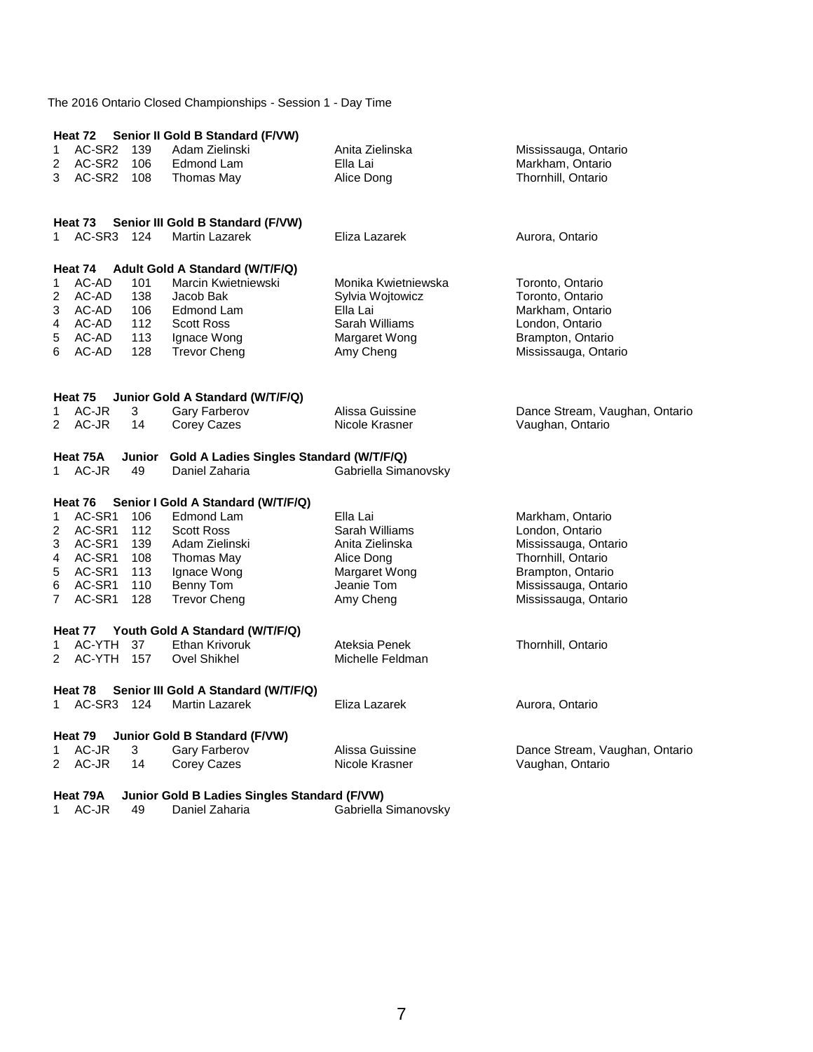The 2016 Ontario Closed Championships - Session 1 - Day Time

**Heat 72 Senior II Gold B Standard (F/VW)**

| | | | | | |
|---|---|---|---|---|---|
| 1 | AC-SR2 | 139 | Adam Zielinski | Anita Zielinska | Mississauga, Ontario |
| 2 | AC-SR2 | 106 | Edmond Lam | Ella Lai | Markham, Ontario |
| 3 | AC-SR2 | 108 | Thomas May | Alice Dong | Thornhill, Ontario |

**Heat 73 Senior III Gold B Standard (F/VW)**

| | | | | | |
|---|---|---|---|---|---|
| 1 | AC-SR3 | 124 | Martin Lazarek | Eliza Lazarek | Aurora, Ontario |

**Heat 74 Adult Gold A Standard (W/T/F/Q)**

| | | | | | |
|---|---|---|---|---|---|
| 1 | AC-AD | 101 | Marcin Kwietniewski | Monika Kwietniewska | Toronto, Ontario |
| 2 | AC-AD | 138 | Jacob Bak | Sylvia Wojtowicz | Toronto, Ontario |
| 3 | AC-AD | 106 | Edmond Lam | Ella Lai | Markham, Ontario |
| 4 | AC-AD | 112 | Scott Ross | Sarah Williams | London, Ontario |
| 5 | AC-AD | 113 | Ignace Wong | Margaret Wong | Brampton, Ontario |
| 6 | AC-AD | 128 | Trevor Cheng | Amy Cheng | Mississauga, Ontario |

**Heat 75 Junior Gold A Standard (W/T/F/Q)**

| | | | | | |
|---|---|---|---|---|---|
| 1 | AC-JR | 3 | Gary Farberov | Alissa Guissine | Dance Stream, Vaughan, Ontario |
| 2 | AC-JR | 14 | Corey Cazes | Nicole Krasner | Vaughan, Ontario |

**Heat 75A Junior Gold A Ladies Singles Standard (W/T/F/Q)**

| | | | | | |
|---|---|---|---|---|---|
| 1 | AC-JR | 49 | Daniel Zaharia | Gabriella Simanovsky | |

**Heat 76 Senior I Gold A Standard (W/T/F/Q)**

| | | | | | |
|---|---|---|---|---|---|
| 1 | AC-SR1 | 106 | Edmond Lam | Ella Lai | Markham, Ontario |
| 2 | AC-SR1 | 112 | Scott Ross | Sarah Williams | London, Ontario |
| 3 | AC-SR1 | 139 | Adam Zielinski | Anita Zielinska | Mississauga, Ontario |
| 4 | AC-SR1 | 108 | Thomas May | Alice Dong | Thornhill, Ontario |
| 5 | AC-SR1 | 113 | Ignace Wong | Margaret Wong | Brampton, Ontario |
| 6 | AC-SR1 | 110 | Benny Tom | Jeanie Tom | Mississauga, Ontario |
| 7 | AC-SR1 | 128 | Trevor Cheng | Amy Cheng | Mississauga, Ontario |

**Heat 77 Youth Gold A Standard (W/T/F/Q)**

| | | | | | |
|---|---|---|---|---|---|
| 1 | AC-YTH | 37 | Ethan Krivoruk | Ateksia Penek | Thornhill, Ontario |
| 2 | AC-YTH | 157 | Ovel Shikhel | Michelle Feldman | |

**Heat 78 Senior III Gold A Standard (W/T/F/Q)**

| | | | | | |
|---|---|---|---|---|---|
| 1 | AC-SR3 | 124 | Martin Lazarek | Eliza Lazarek | Aurora, Ontario |

**Heat 79 Junior Gold B Standard (F/VW)**

| | | | | | |
|---|---|---|---|---|---|
| 1 | AC-JR | 3 | Gary Farberov | Alissa Guissine | Dance Stream, Vaughan, Ontario |
| 2 | AC-JR | 14 | Corey Cazes | Nicole Krasner | Vaughan, Ontario |

**Heat 79A Junior Gold B Ladies Singles Standard (F/VW)**

| | | | | | |
|---|---|---|---|---|---|
| 1 | AC-JR | 49 | Daniel Zaharia | Gabriella Simanovsky | |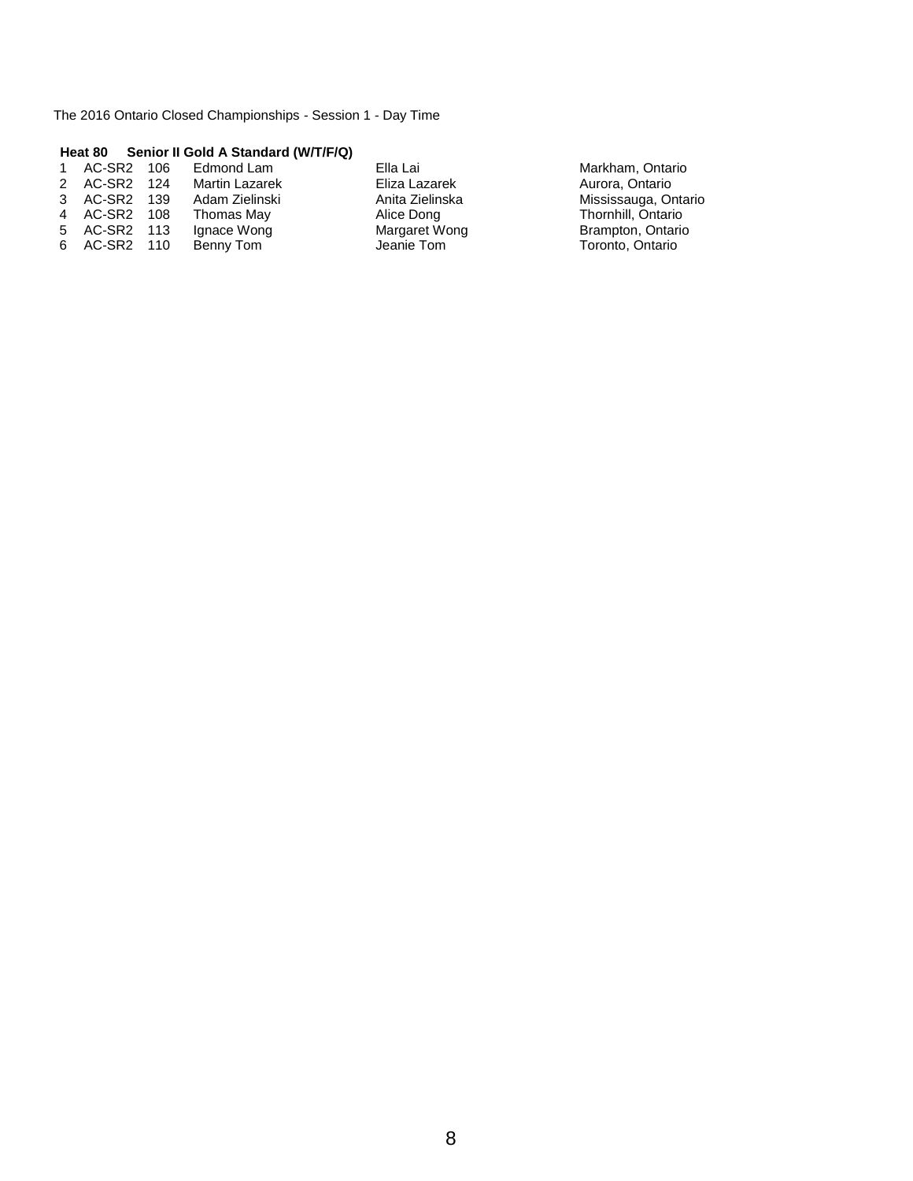The 2016 Ontario Closed Championships - Session 1 - Day Time

**Heat 80 Senior II Gold A Standard (W/T/F/Q)**

| | | | | | |
|---|---|---|---|---|---|
| 1 | AC-SR2 | 106 | Edmond Lam | Ella Lai | Markham, Ontario |
| 2 | AC-SR2 | 124 | Martin Lazarek | Eliza Lazarek | Aurora, Ontario |
| 3 | AC-SR2 | 139 | Adam Zielinski | Anita Zielinska | Mississauga, Ontario |
| 4 | AC-SR2 | 108 | Thomas May | Alice Dong | Thornhill, Ontario |
| 5 | AC-SR2 | 113 | Ignace Wong | Margaret Wong | Brampton, Ontario |
| 6 | AC-SR2 | 110 | Benny Tom | Jeanie Tom | Toronto, Ontario |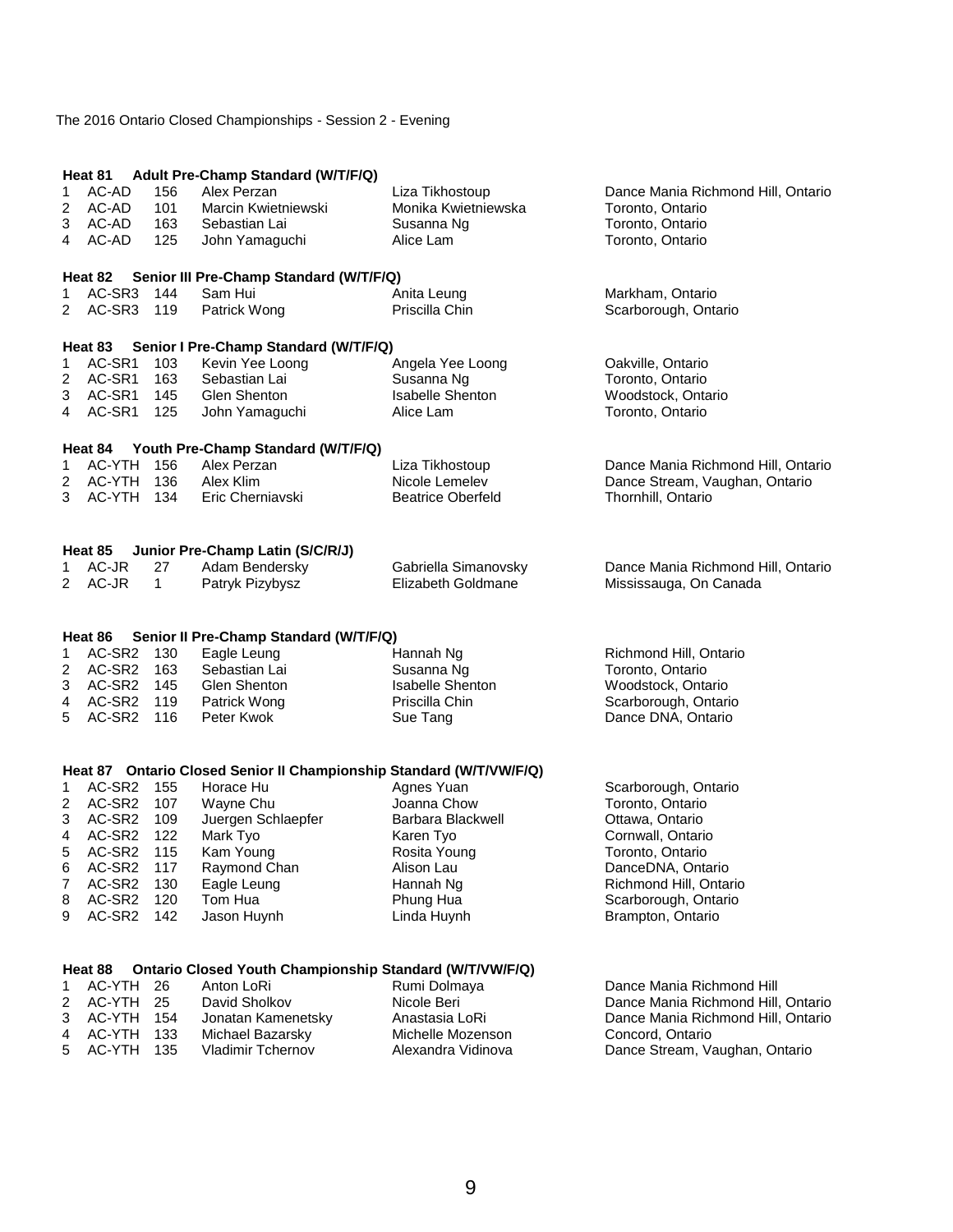The 2016 Ontario Closed Championships - Session 2 - Evening

### Heat 81 Adult Pre-Champ Standard (W/T/F/Q)

| | | | | | |
|---|---|---|---|---|---|
| 1 | AC-AD | 156 | Alex Perzan | Liza Tikhostoup | Dance Mania Richmond Hill, Ontario |
| 2 | AC-AD | 101 | Marcin Kwietniewski | Monika Kwietniewska | Toronto, Ontario |
| 3 | AC-AD | 163 | Sebastian Lai | Susanna Ng | Toronto, Ontario |
| 4 | AC-AD | 125 | John Yamaguchi | Alice Lam | Toronto, Ontario |

### Heat 82 Senior III Pre-Champ Standard (W/T/F/Q)

| | | | | | |
|---|---|---|---|---|---|
| 1 | AC-SR3 | 144 | Sam Hui | Anita Leung | Markham, Ontario |
| 2 | AC-SR3 | 119 | Patrick Wong | Priscilla Chin | Scarborough, Ontario |

### Heat 83 Senior I Pre-Champ Standard (W/T/F/Q)

| | | | | | |
|---|---|---|---|---|---|
| 1 | AC-SR1 | 103 | Kevin Yee Loong | Angela Yee Loong | Oakville, Ontario |
| 2 | AC-SR1 | 163 | Sebastian Lai | Susanna Ng | Toronto, Ontario |
| 3 | AC-SR1 | 145 | Glen Shenton | Isabelle Shenton | Woodstock, Ontario |
| 4 | AC-SR1 | 125 | John Yamaguchi | Alice Lam | Toronto, Ontario |

### Heat 84 Youth Pre-Champ Standard (W/T/F/Q)

| | | | | | |
|---|---|---|---|---|---|
| 1 | AC-YTH | 156 | Alex Perzan | Liza Tikhostoup | Dance Mania Richmond Hill, Ontario |
| 2 | AC-YTH | 136 | Alex Klim | Nicole Lemelev | Dance Stream, Vaughan, Ontario |
| 3 | AC-YTH | 134 | Eric Cherniavski | Beatrice Oberfeld | Thornhill, Ontario |

### Heat 85 Junior Pre-Champ Latin (S/C/R/J)

| | | | | | |
|---|---|---|---|---|---|
| 1 | AC-JR | 27 | Adam Bendersky | Gabriella Simanovsky | Dance Mania Richmond Hill, Ontario |
| 2 | AC-JR | 1 | Patryk Pizybysz | Elizabeth Goldmane | Mississauga, On Canada |

### Heat 86 Senior II Pre-Champ Standard (W/T/F/Q)

| | | | | | |
|---|---|---|---|---|---|
| 1 | AC-SR2 | 130 | Eagle Leung | Hannah Ng | Richmond Hill, Ontario |
| 2 | AC-SR2 | 163 | Sebastian Lai | Susanna Ng | Toronto, Ontario |
| 3 | AC-SR2 | 145 | Glen Shenton | Isabelle Shenton | Woodstock, Ontario |
| 4 | AC-SR2 | 119 | Patrick Wong | Priscilla Chin | Scarborough, Ontario |
| 5 | AC-SR2 | 116 | Peter Kwok | Sue Tang | Dance DNA, Ontario |

### Heat 87 Ontario Closed Senior II Championship Standard (W/T/VW/F/Q)

| | | | | | |
|---|---|---|---|---|---|
| 1 | AC-SR2 | 155 | Horace Hu | Agnes Yuan | Scarborough, Ontario |
| 2 | AC-SR2 | 107 | Wayne Chu | Joanna Chow | Toronto, Ontario |
| 3 | AC-SR2 | 109 | Juergen Schlaepfer | Barbara Blackwell | Ottawa, Ontario |
| 4 | AC-SR2 | 122 | Mark Tyo | Karen Tyo | Cornwall, Ontario |
| 5 | AC-SR2 | 115 | Kam Young | Rosita Young | Toronto, Ontario |
| 6 | AC-SR2 | 117 | Raymond Chan | Alison Lau | DanceDNA, Ontario |
| 7 | AC-SR2 | 130 | Eagle Leung | Hannah Ng | Richmond Hill, Ontario |
| 8 | AC-SR2 | 120 | Tom Hua | Phung Hua | Scarborough, Ontario |
| 9 | AC-SR2 | 142 | Jason Huynh | Linda Huynh | Brampton, Ontario |

### Heat 88 Ontario Closed Youth Championship Standard (W/T/VW/F/Q)

| | | | | | |
|---|---|---|---|---|---|
| 1 | AC-YTH | 26 | Anton LoRi | Rumi Dolmaya | Dance Mania Richmond Hill |
| 2 | AC-YTH | 25 | David Sholkov | Nicole Beri | Dance Mania Richmond Hill, Ontario |
| 3 | AC-YTH | 154 | Jonatan Kamenetsky | Anastasia LoRi | Dance Mania Richmond Hill, Ontario |
| 4 | AC-YTH | 133 | Michael Bazarsky | Michelle Mozenson | Concord, Ontario |
| 5 | AC-YTH | 135 | Vladimir Tchernov | Alexandra Vidinova | Dance Stream, Vaughan, Ontario |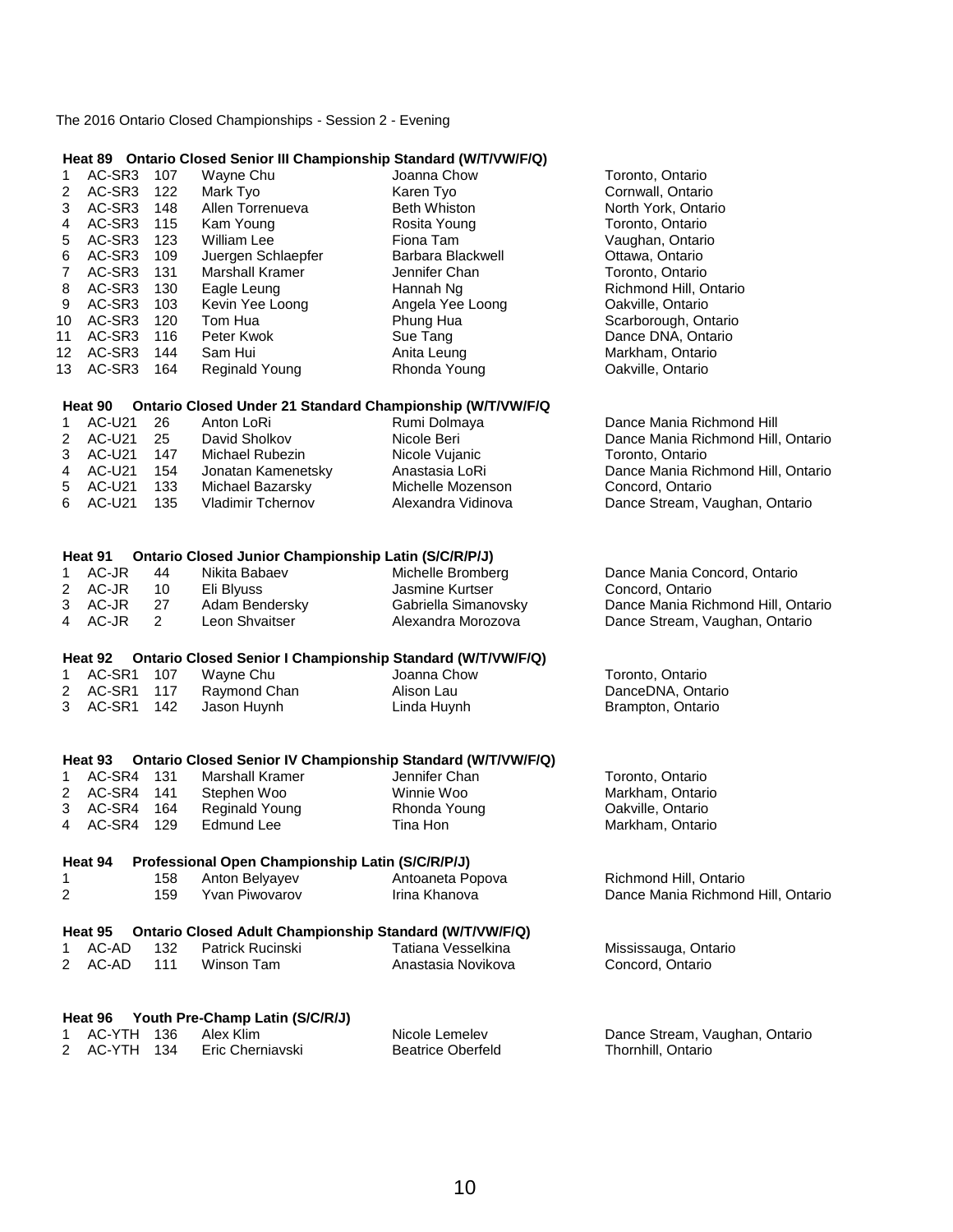The 2016 Ontario Closed Championships - Session 2 - Evening

### Heat 89 Ontario Closed Senior III Championship Standard (W/T/VW/F/Q)

| | | | | | |
|---|---|---|---|---|---|
| 1 | AC-SR3 | 107 | Wayne Chu | Joanna Chow | Toronto, Ontario |
| 2 | AC-SR3 | 122 | Mark Tyo | Karen Tyo | Cornwall, Ontario |
| 3 | AC-SR3 | 148 | Allen Torrenueva | Beth Whiston | North York, Ontario |
| 4 | AC-SR3 | 115 | Kam Young | Rosita Young | Toronto, Ontario |
| 5 | AC-SR3 | 123 | William Lee | Fiona Tam | Vaughan, Ontario |
| 6 | AC-SR3 | 109 | Juergen Schlaepfer | Barbara Blackwell | Ottawa, Ontario |
| 7 | AC-SR3 | 131 | Marshall Kramer | Jennifer Chan | Toronto, Ontario |
| 8 | AC-SR3 | 130 | Eagle Leung | Hannah Ng | Richmond Hill, Ontario |
| 9 | AC-SR3 | 103 | Kevin Yee Loong | Angela Yee Loong | Oakville, Ontario |
| 10 | AC-SR3 | 120 | Tom Hua | Phung Hua | Scarborough, Ontario |
| 11 | AC-SR3 | 116 | Peter Kwok | Sue Tang | Dance DNA, Ontario |
| 12 | AC-SR3 | 144 | Sam Hui | Anita Leung | Markham, Ontario |
| 13 | AC-SR3 | 164 | Reginald Young | Rhonda Young | Oakville, Ontario |

### Heat 90 Ontario Closed Under 21 Standard Championship (W/T/VW/F/Q

| | | | | | |
|---|---|---|---|---|---|
| 1 | AC-U21 | 26 | Anton LoRi | Rumi Dolmaya | Dance Mania Richmond Hill |
| 2 | AC-U21 | 25 | David Sholkov | Nicole Beri | Dance Mania Richmond Hill, Ontario |
| 3 | AC-U21 | 147 | Michael Rubezin | Nicole Vujanic | Toronto, Ontario |
| 4 | AC-U21 | 154 | Jonatan Kamenetsky | Anastasia LoRi | Dance Mania Richmond Hill, Ontario |
| 5 | AC-U21 | 133 | Michael Bazarsky | Michelle Mozenson | Concord, Ontario |
| 6 | AC-U21 | 135 | Vladimir Tchernov | Alexandra Vidinova | Dance Stream, Vaughan, Ontario |

### Heat 91 Ontario Closed Junior Championship Latin (S/C/R/P/J)

| | | | | | |
|---|---|---|---|---|---|
| 1 | AC-JR | 44 | Nikita Babaev | Michelle Bromberg | Dance Mania Concord, Ontario |
| 2 | AC-JR | 10 | Eli Blyuss | Jasmine Kurtser | Concord, Ontario |
| 3 | AC-JR | 27 | Adam Bendersky | Gabriella Simanovsky | Dance Mania Richmond Hill, Ontario |
| 4 | AC-JR | 2 | Leon Shvaitser | Alexandra Morozova | Dance Stream, Vaughan, Ontario |

### Heat 92 Ontario Closed Senior I Championship Standard (W/T/VW/F/Q)

| | | | | | |
|---|---|---|---|---|---|
| 1 | AC-SR1 | 107 | Wayne Chu | Joanna Chow | Toronto, Ontario |
| 2 | AC-SR1 | 117 | Raymond Chan | Alison Lau | DanceDNA, Ontario |
| 3 | AC-SR1 | 142 | Jason Huynh | Linda Huynh | Brampton, Ontario |

### Heat 93 Ontario Closed Senior IV Championship Standard (W/T/VW/F/Q)

| | | | | | |
|---|---|---|---|---|---|
| 1 | AC-SR4 | 131 | Marshall Kramer | Jennifer Chan | Toronto, Ontario |
| 2 | AC-SR4 | 141 | Stephen Woo | Winnie Woo | Markham, Ontario |
| 3 | AC-SR4 | 164 | Reginald Young | Rhonda Young | Oakville, Ontario |
| 4 | AC-SR4 | 129 | Edmund Lee | Tina Hon | Markham, Ontario |

### Heat 94 Professional Open Championship Latin (S/C/R/P/J)

| | | | | | |
|---|---|---|---|---|---|
| 1 | | 158 | Anton Belyayev | Antoaneta Popova | Richmond Hill, Ontario |
| 2 | | 159 | Yvan Piwovarov | Irina Khanova | Dance Mania Richmond Hill, Ontario |

### Heat 95 Ontario Closed Adult Championship Standard (W/T/VW/F/Q)

| | | | | | |
|---|---|---|---|---|---|
| 1 | AC-AD | 132 | Patrick Rucinski | Tatiana Vesselkina | Mississauga, Ontario |
| 2 | AC-AD | 111 | Winson Tam | Anastasia Novikova | Concord, Ontario |

### Heat 96 Youth Pre-Champ Latin (S/C/R/J)

| | | | | | |
|---|---|---|---|---|---|
| 1 | AC-YTH | 136 | Alex Klim | Nicole Lemelev | Dance Stream, Vaughan, Ontario |
| 2 | AC-YTH | 134 | Eric Cherniavski | Beatrice Oberfeld | Thornhill, Ontario |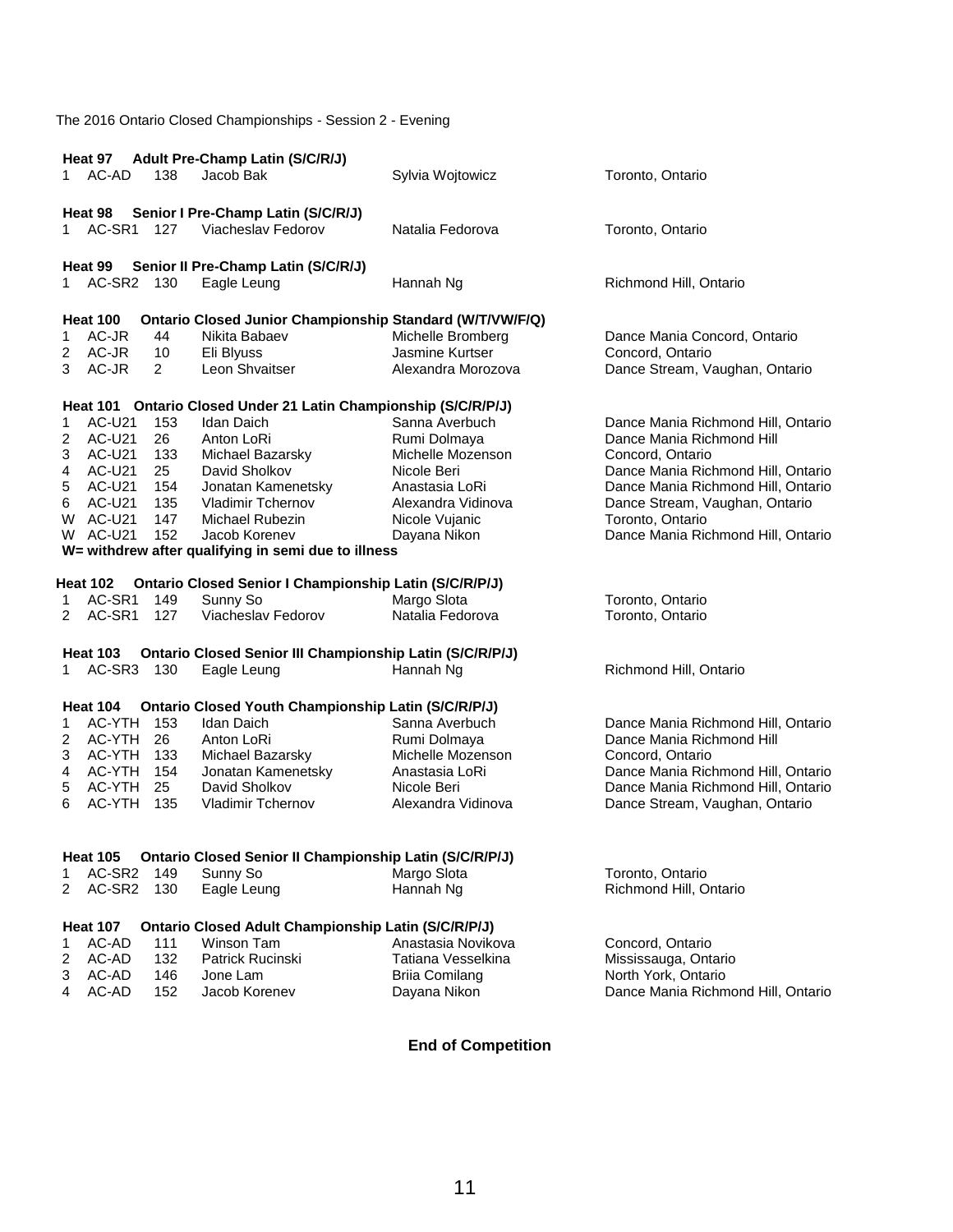The 2016 Ontario Closed Championships - Session 2 - Evening

**Heat 97 Adult Pre-Champ Latin (S/C/R/J)**

| | | | | | |
|---|---|---|---|---|---|
| 1 | AC-AD | 138 | Jacob Bak | Sylvia Wojtowicz | Toronto, Ontario |

**Heat 98 Senior I Pre-Champ Latin (S/C/R/J)**

| | | | | | |
|---|---|---|---|---|---|
| 1 | AC-SR1 | 127 | Viacheslav Fedorov | Natalia Fedorova | Toronto, Ontario |

**Heat 99 Senior II Pre-Champ Latin (S/C/R/J)**

| | | | | | |
|---|---|---|---|---|---|
| 1 | AC-SR2 | 130 | Eagle Leung | Hannah Ng | Richmond Hill, Ontario |

**Heat 100 Ontario Closed Junior Championship Standard (W/T/VW/F/Q)**

| | | | | | |
|---|---|---|---|---|---|
| 1 | AC-JR | 44 | Nikita Babaev | Michelle Bromberg | Dance Mania Concord, Ontario |
| 2 | AC-JR | 10 | Eli Blyuss | Jasmine Kurtser | Concord, Ontario |
| 3 | AC-JR | 2 | Leon Shvaitser | Alexandra Morozova | Dance Stream, Vaughan, Ontario |

**Heat 101 Ontario Closed Under 21 Latin Championship (S/C/R/P/J)**

| | | | | | |
|---|---|---|---|---|---|
| 1 | AC-U21 | 153 | Idan Daich | Sanna Averbuch | Dance Mania Richmond Hill, Ontario |
| 2 | AC-U21 | 26 | Anton LoRi | Rumi Dolmaya | Dance Mania Richmond Hill |
| 3 | AC-U21 | 133 | Michael Bazarsky | Michelle Mozenson | Concord, Ontario |
| 4 | AC-U21 | 25 | David Sholkov | Nicole Beri | Dance Mania Richmond Hill, Ontario |
| 5 | AC-U21 | 154 | Jonatan Kamenetsky | Anastasia LoRi | Dance Mania Richmond Hill, Ontario |
| 6 | AC-U21 | 135 | Vladimir Tchernov | Alexandra Vidinova | Dance Stream, Vaughan, Ontario |
| W | AC-U21 | 147 | Michael Rubezin | Nicole Vujanic | Toronto, Ontario |
| W | AC-U21 | 152 | Jacob Korenev | Dayana Nikon | Dance Mania Richmond Hill, Ontario |

**W= withdrew after qualifying in semi due to illness**

**Heat 102 Ontario Closed Senior I Championship Latin (S/C/R/P/J)**

| | | | | | |
|---|---|---|---|---|---|
| 1 | AC-SR1 | 149 | Sunny So | Margo Slota | Toronto, Ontario |
| 2 | AC-SR1 | 127 | Viacheslav Fedorov | Natalia Fedorova | Toronto, Ontario |

**Heat 103 Ontario Closed Senior III Championship Latin (S/C/R/P/J)**

| | | | | | |
|---|---|---|---|---|---|
| 1 | AC-SR3 | 130 | Eagle Leung | Hannah Ng | Richmond Hill, Ontario |

**Heat 104 Ontario Closed Youth Championship Latin (S/C/R/P/J)**

| | | | | | |
|---|---|---|---|---|---|
| 1 | AC-YTH | 153 | Idan Daich | Sanna Averbuch | Dance Mania Richmond Hill, Ontario |
| 2 | AC-YTH | 26 | Anton LoRi | Rumi Dolmaya | Dance Mania Richmond Hill |
| 3 | AC-YTH | 133 | Michael Bazarsky | Michelle Mozenson | Concord, Ontario |
| 4 | AC-YTH | 154 | Jonatan Kamenetsky | Anastasia LoRi | Dance Mania Richmond Hill, Ontario |
| 5 | AC-YTH | 25 | David Sholkov | Nicole Beri | Dance Mania Richmond Hill, Ontario |
| 6 | AC-YTH | 135 | Vladimir Tchernov | Alexandra Vidinova | Dance Stream, Vaughan, Ontario |

**Heat 105 Ontario Closed Senior II Championship Latin (S/C/R/P/J)**

| | | | | | |
|---|---|---|---|---|---|
| 1 | AC-SR2 | 149 | Sunny So | Margo Slota | Toronto, Ontario |
| 2 | AC-SR2 | 130 | Eagle Leung | Hannah Ng | Richmond Hill, Ontario |

**Heat 107 Ontario Closed Adult Championship Latin (S/C/R/P/J)**

| | | | | | |
|---|---|---|---|---|---|
| 1 | AC-AD | 111 | Winson Tam | Anastasia Novikova | Concord, Ontario |
| 2 | AC-AD | 132 | Patrick Rucinski | Tatiana Vesselkina | Mississauga, Ontario |
| 3 | AC-AD | 146 | Jone Lam | Briia Comilang | North York, Ontario |
| 4 | AC-AD | 152 | Jacob Korenev | Dayana Nikon | Dance Mania Richmond Hill, Ontario |

**End of Competition**